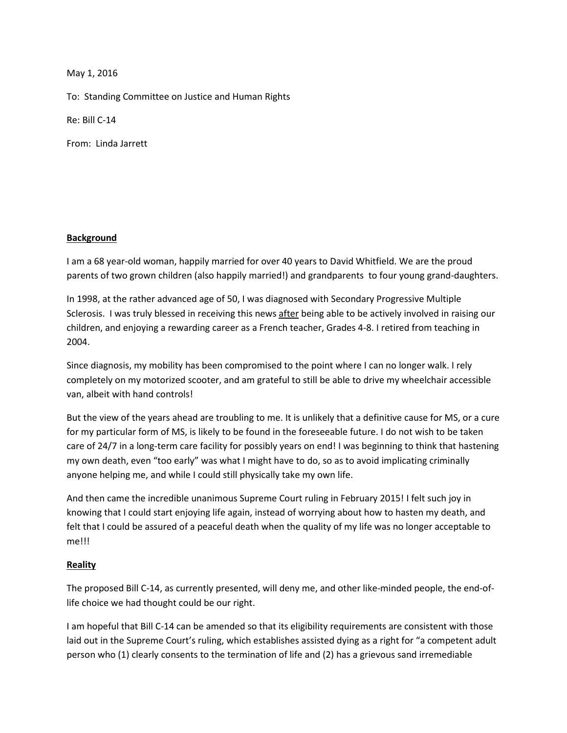May 1, 2016

To: Standing Committee on Justice and Human Rights

Re: Bill C-14

From: Linda Jarrett

**Background**

I am a 68 year-old woman, happily married for over 40 years to David Whitfield. We are the proud parents of two grown children (also happily married!) and grandparents to four young grand-daughters.

In 1998, at the rather advanced age of 50, I was diagnosed with Secondary Progressive Multiple Sclerosis. I was truly blessed in receiving this news <u>after</u> being able to be actively involved in raising our children, and enjoying a rewarding career as a French teacher, Grades 4-8. I retired from teaching in 2004.

Since diagnosis, my mobility has been compromised to the point where I can no longer walk. I rely completely on my motorized scooter, and am grateful to still be able to drive my wheelchair accessible van, albeit with hand controls!

But the view of the years ahead are troubling to me. It is unlikely that a definitive cause for MS, or a cure for my particular form of MS, is likely to be found in the foreseeable future. I do not wish to be taken care of 24/7 in a long-term care facility for possibly years on end! I was beginning to think that hastening my own death, even "too early" was what I might have to do, so as to avoid implicating criminally anyone helping me, and while I could still physically take my own life.

And then came the incredible unanimous Supreme Court ruling in February 2015! I felt such joy in knowing that I could start enjoying life again, instead of worrying about how to hasten my death, and felt that I could be assured of a peaceful death when the quality of my life was no longer acceptable to me!!!

**Reality**

The proposed Bill C-14, as currently presented, will deny me, and other like-minded people, the end-of-life choice we had thought could be our right.

I am hopeful that Bill C-14 can be amended so that its eligibility requirements are consistent with those laid out in the Supreme Court's ruling, which establishes assisted dying as a right for "a competent adult person who (1) clearly consents to the termination of life and (2) has a grievous sand irremediable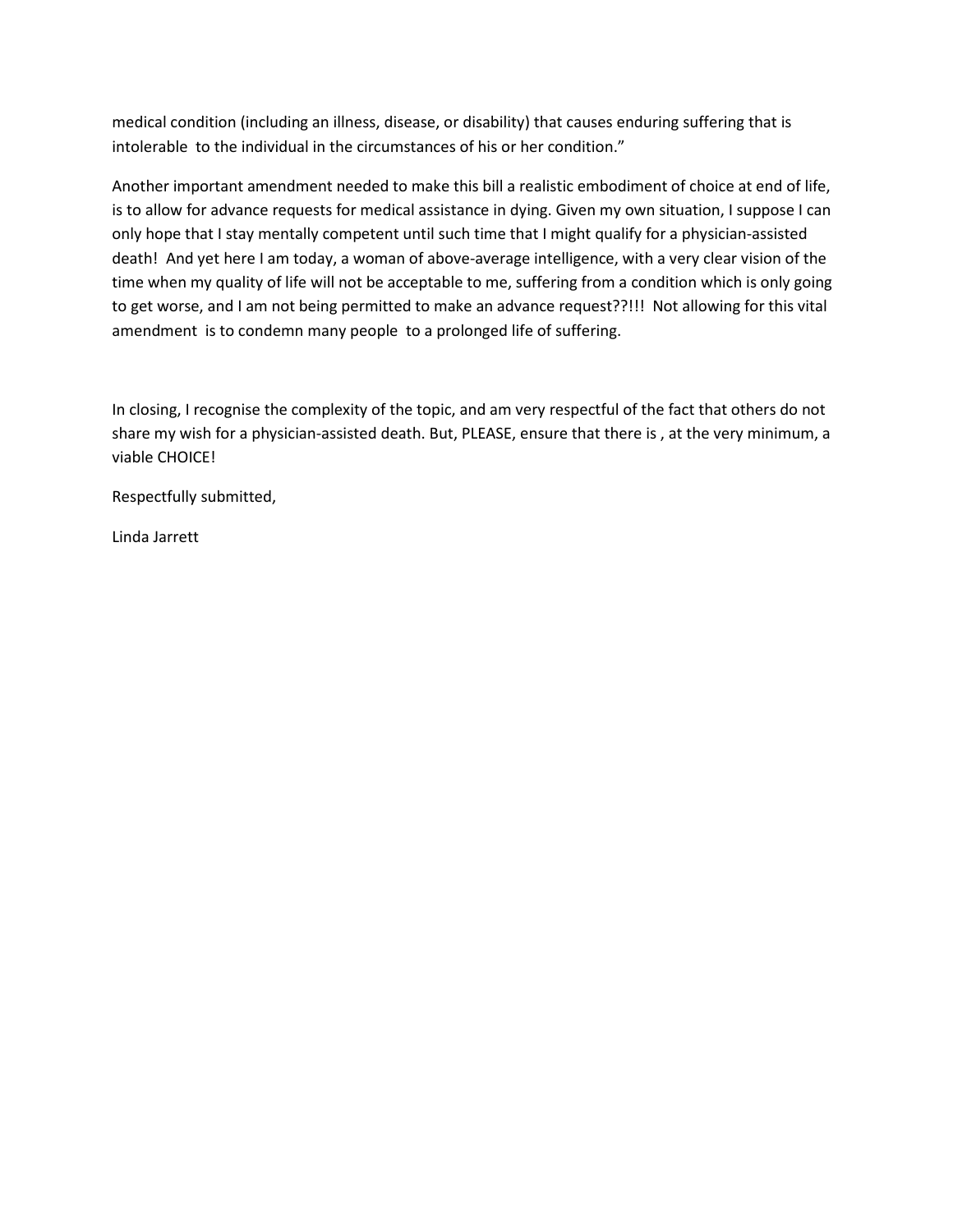medical condition (including an illness, disease, or disability) that causes enduring suffering that is intolerable to the individual in the circumstances of his or her condition."

Another important amendment needed to make this bill a realistic embodiment of choice at end of life, is to allow for advance requests for medical assistance in dying. Given my own situation, I suppose I can only hope that I stay mentally competent until such time that I might qualify for a physician-assisted death! And yet here I am today, a woman of above-average intelligence, with a very clear vision of the time when my quality of life will not be acceptable to me, suffering from a condition which is only going to get worse, and I am not being permitted to make an advance request??!!! Not allowing for this vital amendment is to condemn many people to a prolonged life of suffering.

In closing, I recognise the complexity of the topic, and am very respectful of the fact that others do not share my wish for a physician-assisted death. But, PLEASE, ensure that there is , at the very minimum, a viable CHOICE!

Respectfully submitted,

Linda Jarrett